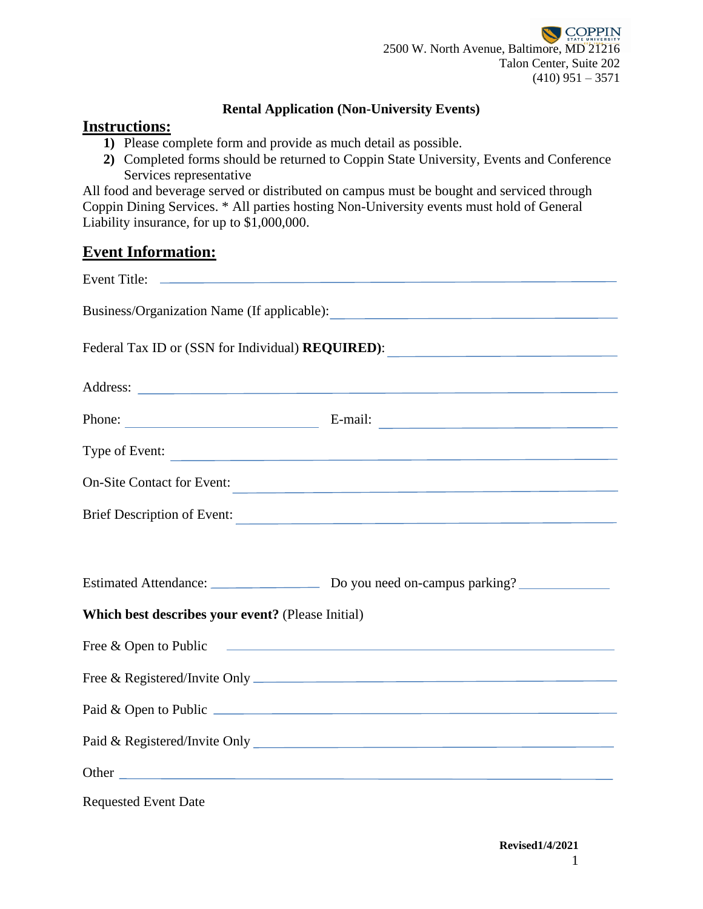2500 W. North Avenue, Baltimore, MD 21216
Talon Center, Suite 202
(410) 951 – 3571

**Rental Application (Non-University Events)**

## Instructions:

1) Please complete form and provide as much detail as possible.
2) Completed forms should be returned to Coppin State University, Events and Conference Services representative

All food and beverage served or distributed on campus must be bought and serviced through Coppin Dining Services. * All parties hosting Non-University events must hold of General Liability insurance, for up to $1,000,000.

## Event Information:

Event Title: ______________________________

Business/Organization Name (If applicable): ______________________________

Federal Tax ID or (SSN for Individual) **REQUIRED)**: ______________________________

Address: ______________________________

Phone: ______________________________ E-mail: ______________________________

Type of Event: ______________________________

On-Site Contact for Event: ______________________________

Brief Description of Event: ______________________________

Estimated Attendance: ______________ Do you need on-campus parking? ______________

**Which best describes your event?** (Please Initial)

Free & Open to Public ______________________________

Free & Registered/Invite Only ______________________________

Paid & Open to Public ______________________________

Paid & Registered/Invite Only ______________________________

Other ______________________________

Requested Event Date

**Revised1/4/2021**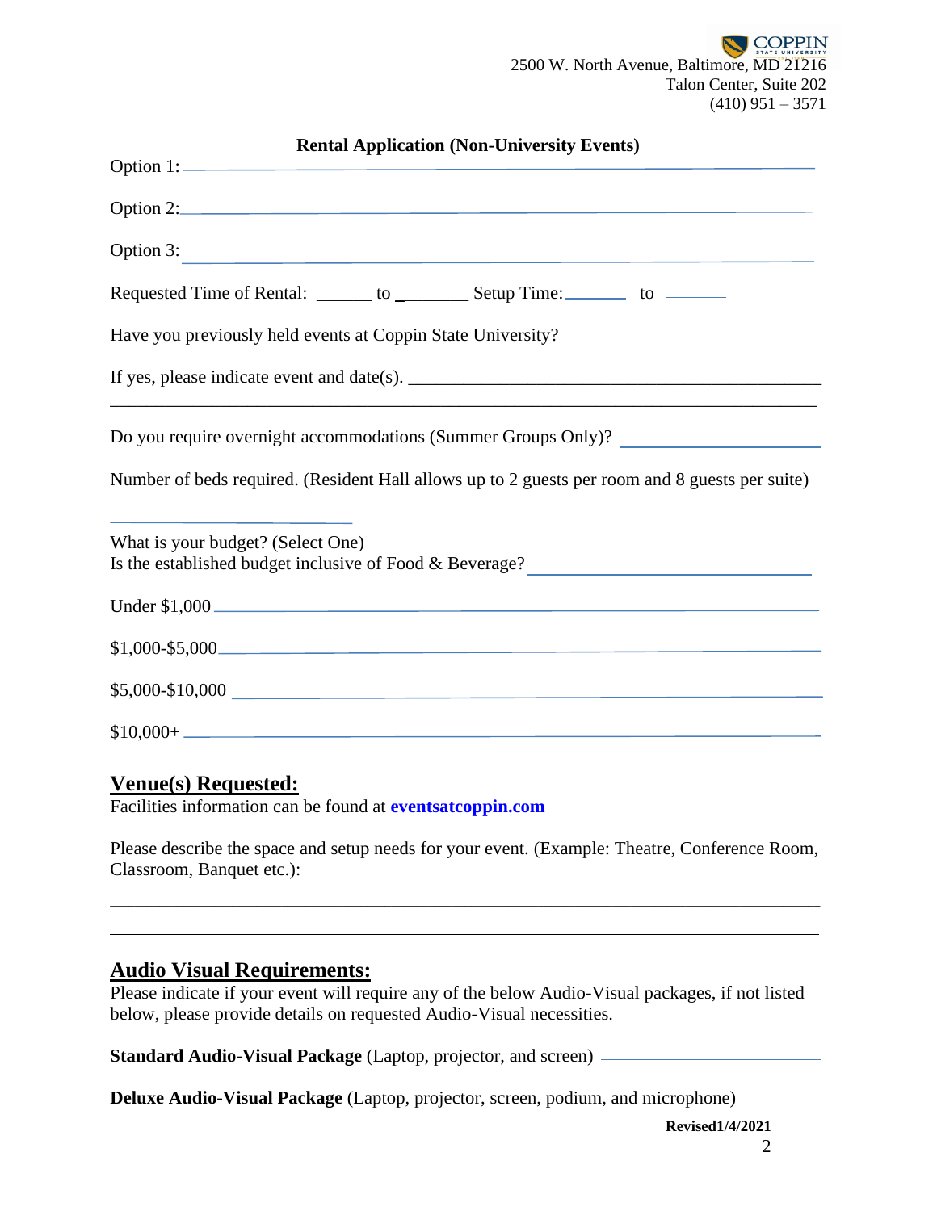2500 W. North Avenue, Baltimore, MD 21216
Talon Center, Suite 202
(410) 951 – 3571

**Rental Application (Non-University Events)**

Option 1: ______________________________________________

Option 2: ______________________________________________

Option 3: ______________________________________________

Requested Time of Rental: ______ to ________ Setup Time: _______ to _______

Have you previously held events at Coppin State University? ____________________

If yes, please indicate event and date(s). ______________________________

______________________________________________

Do you require overnight accommodations (Summer Groups Only)? ______________

Number of beds required. (Resident Hall allows up to 2 guests per room and 8 guests per suite)

____________________

What is your budget? (Select One)
Is the established budget inclusive of Food & Beverage? ____________________

Under $1,000 ______________________________________________

$1,000-$5,000 ______________________________________________

$5,000-$10,000 ______________________________________________

$10,000+ ______________________________________________

## Venue(s) Requested:

Facilities information can be found at **eventsatcoppin.com**

Please describe the space and setup needs for your event. (Example: Theatre, Conference Room, Classroom, Banquet etc.):

______________________________________________

______________________________________________

## Audio Visual Requirements:

Please indicate if your event will require any of the below Audio-Visual packages, if not listed below, please provide details on requested Audio-Visual necessities.

**Standard Audio-Visual Package** (Laptop, projector, and screen) ____________________

**Deluxe Audio-Visual Package** (Laptop, projector, screen, podium, and microphone)

**Revised1/4/2021**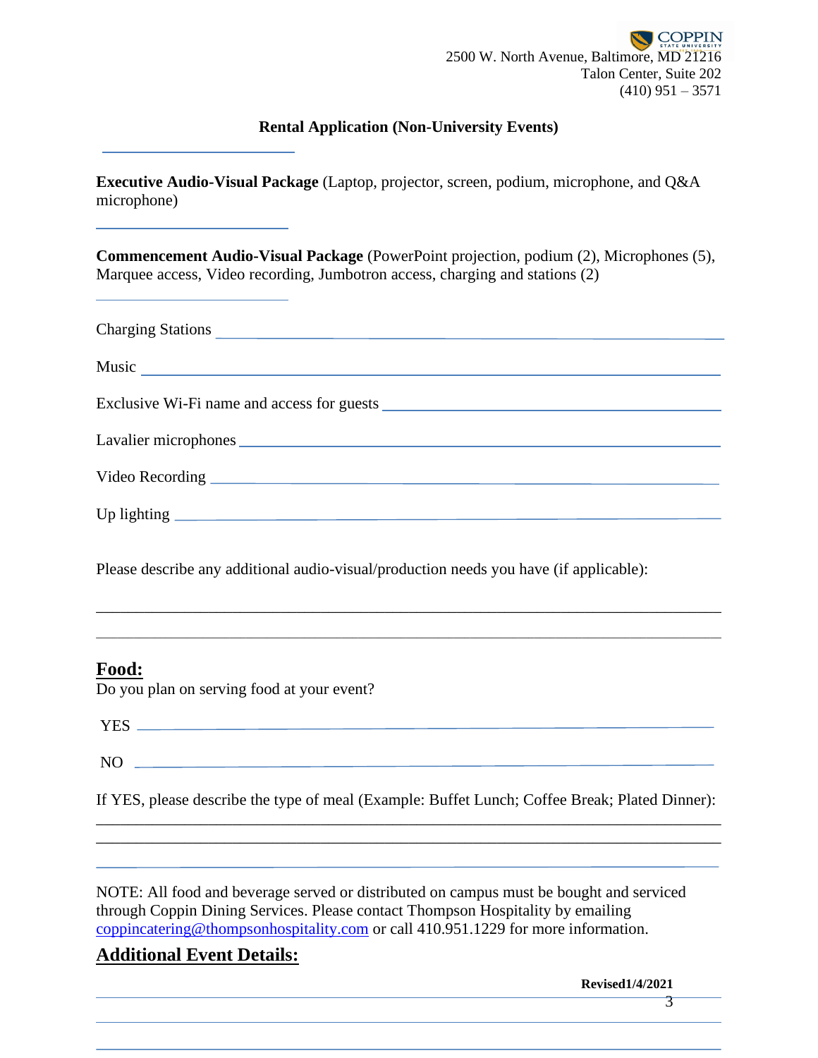2500 W. North Avenue, Baltimore, MD 21216
Talon Center, Suite 202
(410) 951 – 3571

**Rental Application (Non-University Events)**

\_\_\_\_\_\_\_\_\_\_\_\_\_\_\_\_\_\_\_\_\_\_\_\_

**Executive Audio-Visual Package** (Laptop, projector, screen, podium, microphone, and Q&A microphone)

\_\_\_\_\_\_\_\_\_\_\_\_\_\_\_\_\_\_\_\_\_\_\_\_

**Commencement Audio-Visual Package** (PowerPoint projection, podium (2), Microphones (5), Marquee access, Video recording, Jumbotron access, charging and stations (2)

\_\_\_\_\_\_\_\_\_\_\_\_\_\_\_\_\_\_\_\_\_\_\_\_

Charging Stations \_\_\_\_\_\_\_\_\_\_\_\_\_\_\_\_\_\_\_\_\_\_\_\_\_\_\_\_\_\_\_\_\_\_\_\_\_\_\_\_\_\_\_\_\_\_\_\_

Music \_\_\_\_\_\_\_\_\_\_\_\_\_\_\_\_\_\_\_\_\_\_\_\_\_\_\_\_\_\_\_\_\_\_\_\_\_\_\_\_\_\_\_\_\_\_\_\_\_\_\_\_\_\_\_\_

Exclusive Wi-Fi name and access for guests \_\_\_\_\_\_\_\_\_\_\_\_\_\_\_\_\_\_\_\_\_\_\_\_\_\_\_\_\_\_

Lavalier microphones \_\_\_\_\_\_\_\_\_\_\_\_\_\_\_\_\_\_\_\_\_\_\_\_\_\_\_\_\_\_\_\_\_\_\_\_\_\_\_\_\_\_\_\_\_\_

Video Recording \_\_\_\_\_\_\_\_\_\_\_\_\_\_\_\_\_\_\_\_\_\_\_\_\_\_\_\_\_\_\_\_\_\_\_\_\_\_\_\_\_\_\_\_\_\_\_\_\_

Up lighting \_\_\_\_\_\_\_\_\_\_\_\_\_\_\_\_\_\_\_\_\_\_\_\_\_\_\_\_\_\_\_\_\_\_\_\_\_\_\_\_\_\_\_\_\_\_\_\_\_\_\_\_\_

Please describe any additional audio-visual/production needs you have (if applicable):

\_\_\_\_\_\_\_\_\_\_\_\_\_\_\_\_\_\_\_\_\_\_\_\_\_\_\_\_\_\_\_\_\_\_\_\_\_\_\_\_\_\_\_\_\_\_\_\_\_\_\_\_\_\_\_\_\_\_\_\_\_\_\_\_\_

\_\_\_\_\_\_\_\_\_\_\_\_\_\_\_\_\_\_\_\_\_\_\_\_\_\_\_\_\_\_\_\_\_\_\_\_\_\_\_\_\_\_\_\_\_\_\_\_\_\_\_\_\_\_\_\_\_\_\_\_\_\_\_\_\_

## Food:

Do you plan on serving food at your event?

YES \_\_\_\_\_\_\_\_\_\_\_\_\_\_\_\_\_\_\_\_\_\_\_\_\_\_\_\_\_\_\_\_\_\_\_\_\_\_\_\_\_\_\_\_\_\_\_\_\_\_\_\_\_\_\_\_\_\_

NO \_\_\_\_\_\_\_\_\_\_\_\_\_\_\_\_\_\_\_\_\_\_\_\_\_\_\_\_\_\_\_\_\_\_\_\_\_\_\_\_\_\_\_\_\_\_\_\_\_\_\_\_\_\_\_\_\_\_\_

If YES, please describe the type of meal (Example: Buffet Lunch; Coffee Break; Plated Dinner):

\_\_\_\_\_\_\_\_\_\_\_\_\_\_\_\_\_\_\_\_\_\_\_\_\_\_\_\_\_\_\_\_\_\_\_\_\_\_\_\_\_\_\_\_\_\_\_\_\_\_\_\_\_\_\_\_\_\_\_\_\_\_\_\_\_

\_\_\_\_\_\_\_\_\_\_\_\_\_\_\_\_\_\_\_\_\_\_\_\_\_\_\_\_\_\_\_\_\_\_\_\_\_\_\_\_\_\_\_\_\_\_\_\_\_\_\_\_\_\_\_\_\_\_\_\_\_\_\_\_\_

\_\_\_\_\_\_\_\_\_\_\_\_\_\_\_\_\_\_\_\_\_\_\_\_\_\_\_\_\_\_\_\_\_\_\_\_\_\_\_\_\_\_\_\_\_\_\_\_\_\_\_\_\_\_\_\_\_\_\_\_\_\_\_\_\_

NOTE: All food and beverage served or distributed on campus must be bought and serviced through Coppin Dining Services. Please contact Thompson Hospitality by emailing coppincatering@thompsonhospitality.com or call 410.951.1229 for more information.

## Additional Event Details:

\_\_\_\_\_\_\_\_\_\_\_\_\_\_\_\_\_\_\_\_\_\_\_\_\_\_\_\_\_\_\_\_\_\_\_\_\_\_\_\_\_\_\_\_\_\_\_\_\_\_\_\_\_\_\_\_\_\_\_\_\_\_\_\_\_

\_\_\_\_\_\_\_\_\_\_\_\_\_\_\_\_\_\_\_\_\_\_\_\_\_\_\_\_\_\_\_\_\_\_\_\_\_\_\_\_\_\_\_\_\_\_\_\_\_\_\_\_\_\_\_\_\_\_\_\_\_\_\_\_\_

\_\_\_\_\_\_\_\_\_\_\_\_\_\_\_\_\_\_\_\_\_\_\_\_\_\_\_\_\_\_\_\_\_\_\_\_\_\_\_\_\_\_\_\_\_\_\_\_\_\_\_\_\_\_\_\_\_\_\_\_\_\_\_\_\_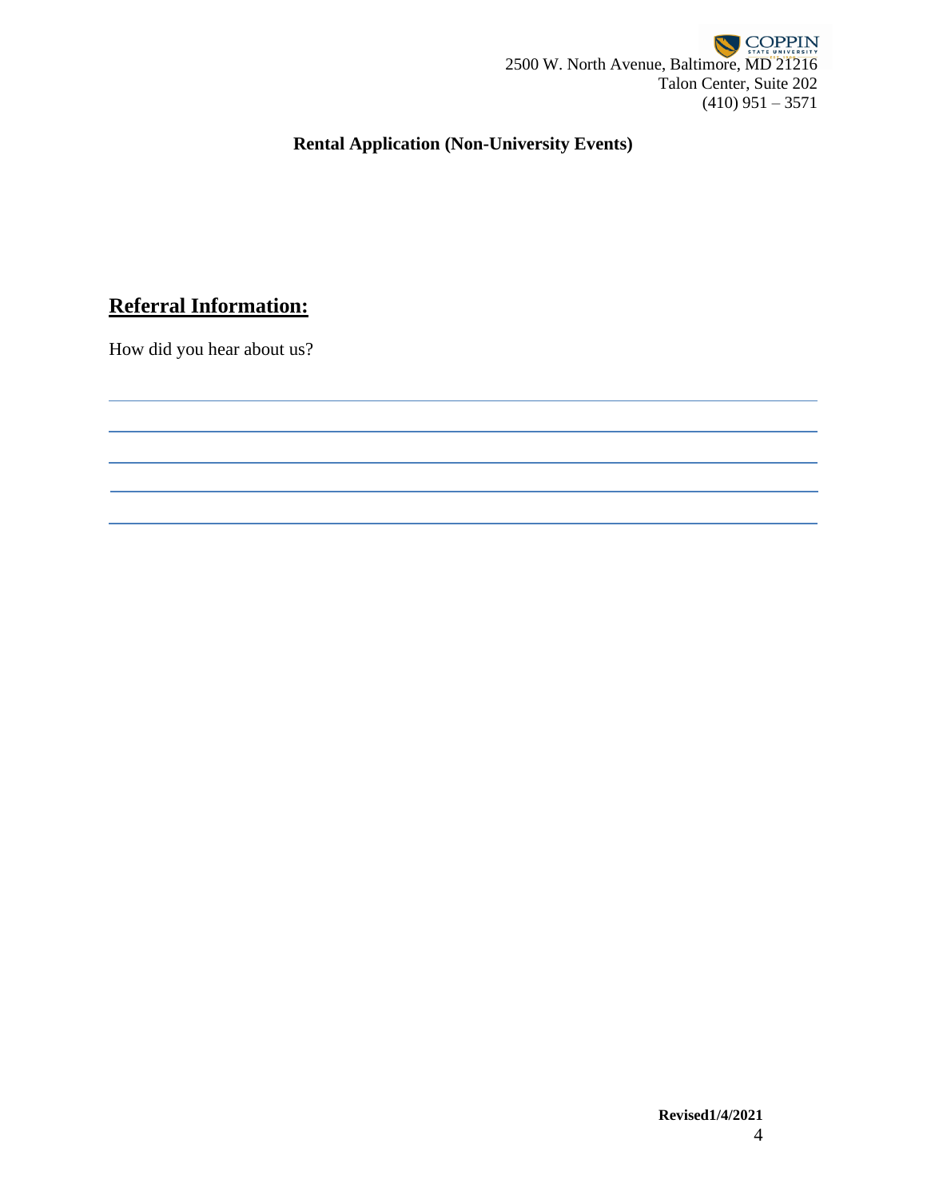2500 W. North Avenue, Baltimore, MD 21216
Talon Center, Suite 202
(410) 951 – 3571

**Rental Application (Non-University Events)**

## Referral Information:

How did you hear about us?

______________________________________________________________________

______________________________________________________________________

______________________________________________________________________

______________________________________________________________________

______________________________________________________________________

**Revised1/4/2021**